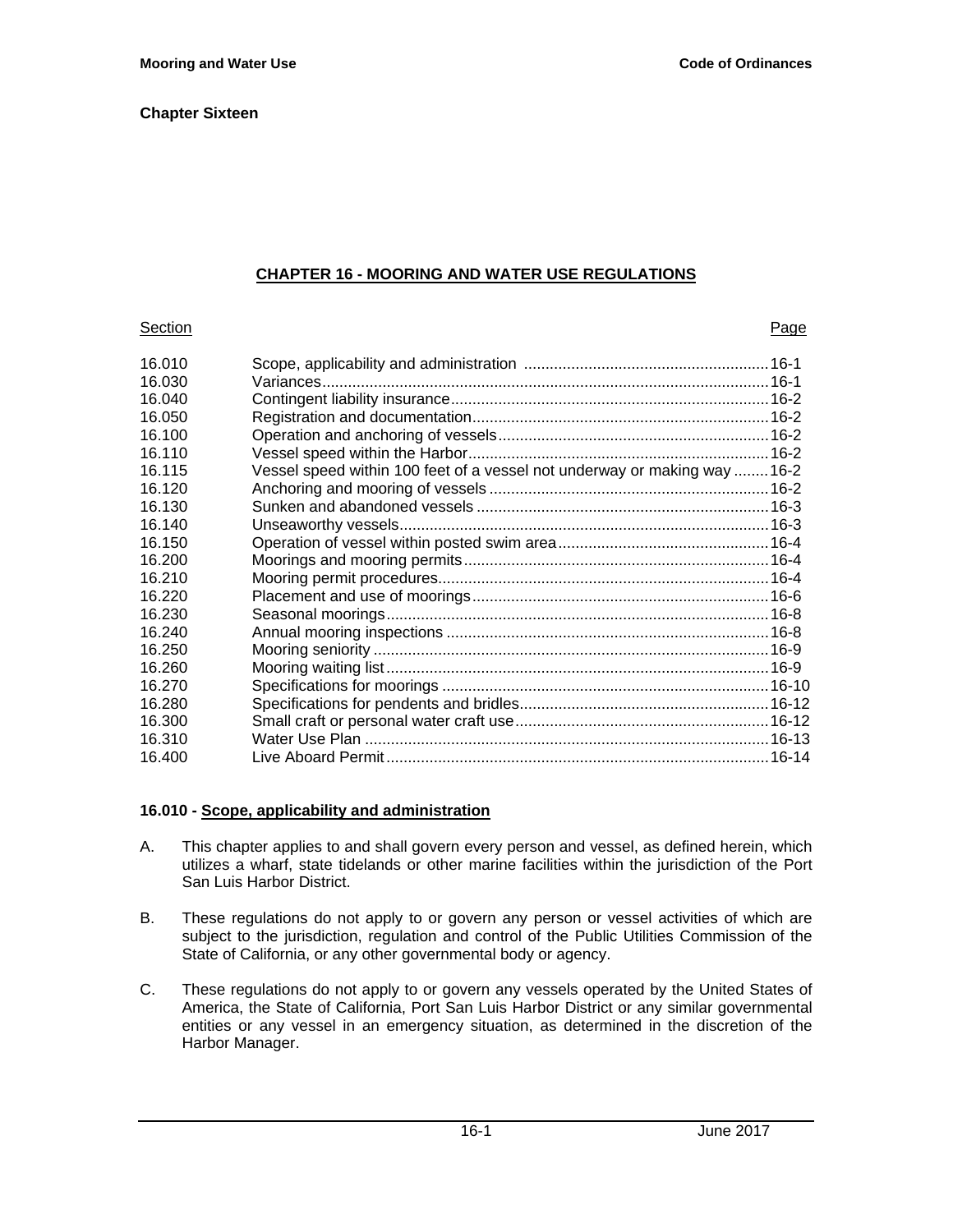**Chapter Sixteen**

# CHAPTER 16 - MOORING AND WATER USE REGULATIONS

| Section | | Page |
|---|---|---|
| 16.010 | Scope, applicability and administration | 16-1 |
| 16.030 | Variances | 16-1 |
| 16.040 | Contingent liability insurance | 16-2 |
| 16.050 | Registration and documentation | 16-2 |
| 16.100 | Operation and anchoring of vessels | 16-2 |
| 16.110 | Vessel speed within the Harbor | 16-2 |
| 16.115 | Vessel speed within 100 feet of a vessel not underway or making way | 16-2 |
| 16.120 | Anchoring and mooring of vessels | 16-2 |
| 16.130 | Sunken and abandoned vessels | 16-3 |
| 16.140 | Unseaworthy vessels | 16-3 |
| 16.150 | Operation of vessel within posted swim area | 16-4 |
| 16.200 | Moorings and mooring permits | 16-4 |
| 16.210 | Mooring permit procedures | 16-4 |
| 16.220 | Placement and use of moorings | 16-6 |
| 16.230 | Seasonal moorings | 16-8 |
| 16.240 | Annual mooring inspections | 16-8 |
| 16.250 | Mooring seniority | 16-9 |
| 16.260 | Mooring waiting list | 16-9 |
| 16.270 | Specifications for moorings | 16-10 |
| 16.280 | Specifications for pendents and bridles | 16-12 |
| 16.300 | Small craft or personal water craft use | 16-12 |
| 16.310 | Water Use Plan | 16-13 |
| 16.400 | Live Aboard Permit | 16-14 |

### 16.010 - Scope, applicability and administration

A. This chapter applies to and shall govern every person and vessel, as defined herein, which utilizes a wharf, state tidelands or other marine facilities within the jurisdiction of the Port San Luis Harbor District.

B. These regulations do not apply to or govern any person or vessel activities of which are subject to the jurisdiction, regulation and control of the Public Utilities Commission of the State of California, or any other governmental body or agency.

C. These regulations do not apply to or govern any vessels operated by the United States of America, the State of California, Port San Luis Harbor District or any similar governmental entities or any vessel in an emergency situation, as determined in the discretion of the Harbor Manager.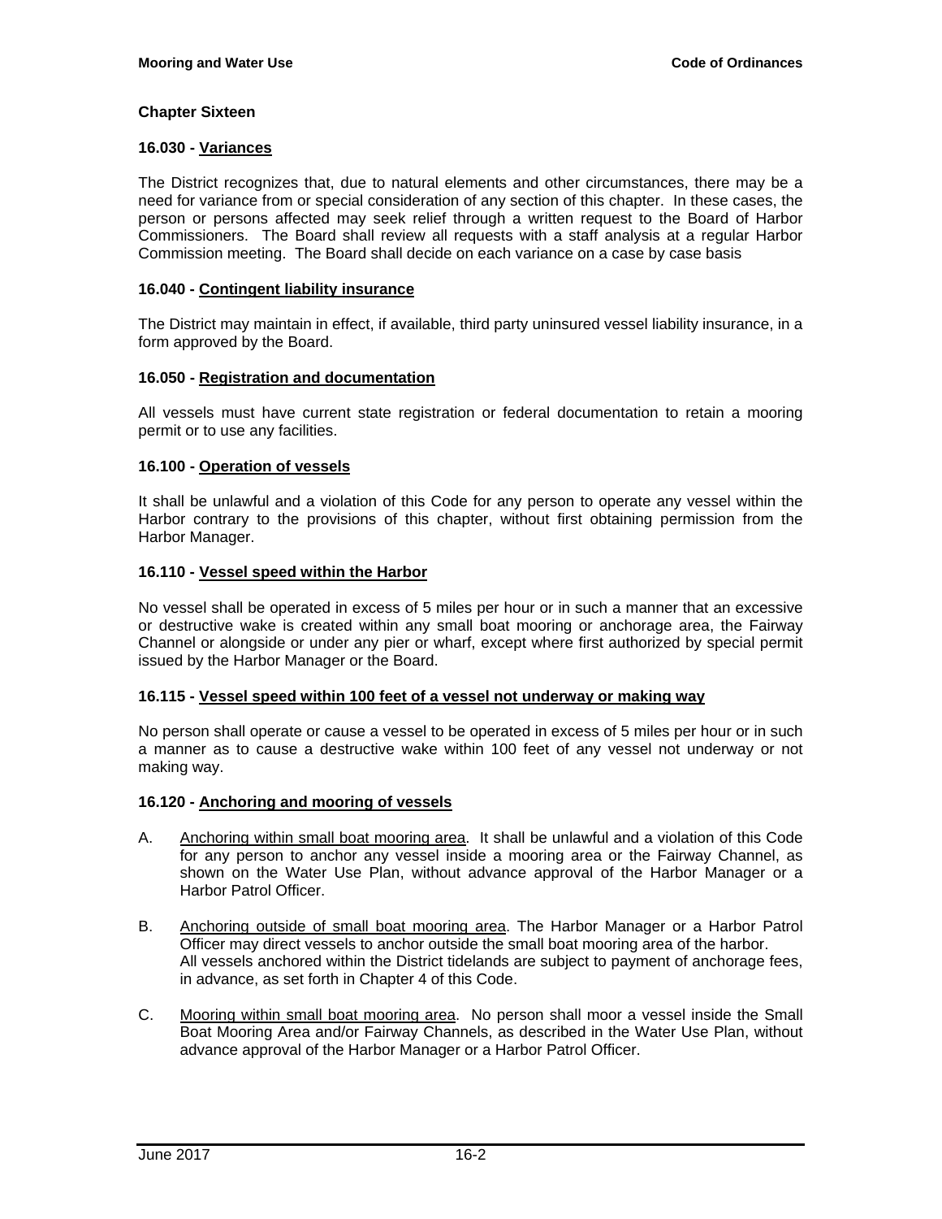## Chapter Sixteen

### 16.030 - Variances

The District recognizes that, due to natural elements and other circumstances, there may be a need for variance from or special consideration of any section of this chapter. In these cases, the person or persons affected may seek relief through a written request to the Board of Harbor Commissioners. The Board shall review all requests with a staff analysis at a regular Harbor Commission meeting. The Board shall decide on each variance on a case by case basis

### 16.040 - Contingent liability insurance

The District may maintain in effect, if available, third party uninsured vessel liability insurance, in a form approved by the Board.

### 16.050 - Registration and documentation

All vessels must have current state registration or federal documentation to retain a mooring permit or to use any facilities.

### 16.100 - Operation of vessels

It shall be unlawful and a violation of this Code for any person to operate any vessel within the Harbor contrary to the provisions of this chapter, without first obtaining permission from the Harbor Manager.

### 16.110 - Vessel speed within the Harbor

No vessel shall be operated in excess of 5 miles per hour or in such a manner that an excessive or destructive wake is created within any small boat mooring or anchorage area, the Fairway Channel or alongside or under any pier or wharf, except where first authorized by special permit issued by the Harbor Manager or the Board.

### 16.115 - Vessel speed within 100 feet of a vessel not underway or making way

No person shall operate or cause a vessel to be operated in excess of 5 miles per hour or in such a manner as to cause a destructive wake within 100 feet of any vessel not underway or not making way.

### 16.120 - Anchoring and mooring of vessels

A. Anchoring within small boat mooring area. It shall be unlawful and a violation of this Code for any person to anchor any vessel inside a mooring area or the Fairway Channel, as shown on the Water Use Plan, without advance approval of the Harbor Manager or a Harbor Patrol Officer.

B. Anchoring outside of small boat mooring area. The Harbor Manager or a Harbor Patrol Officer may direct vessels to anchor outside the small boat mooring area of the harbor. All vessels anchored within the District tidelands are subject to payment of anchorage fees, in advance, as set forth in Chapter 4 of this Code.

C. Mooring within small boat mooring area. No person shall moor a vessel inside the Small Boat Mooring Area and/or Fairway Channels, as described in the Water Use Plan, without advance approval of the Harbor Manager or a Harbor Patrol Officer.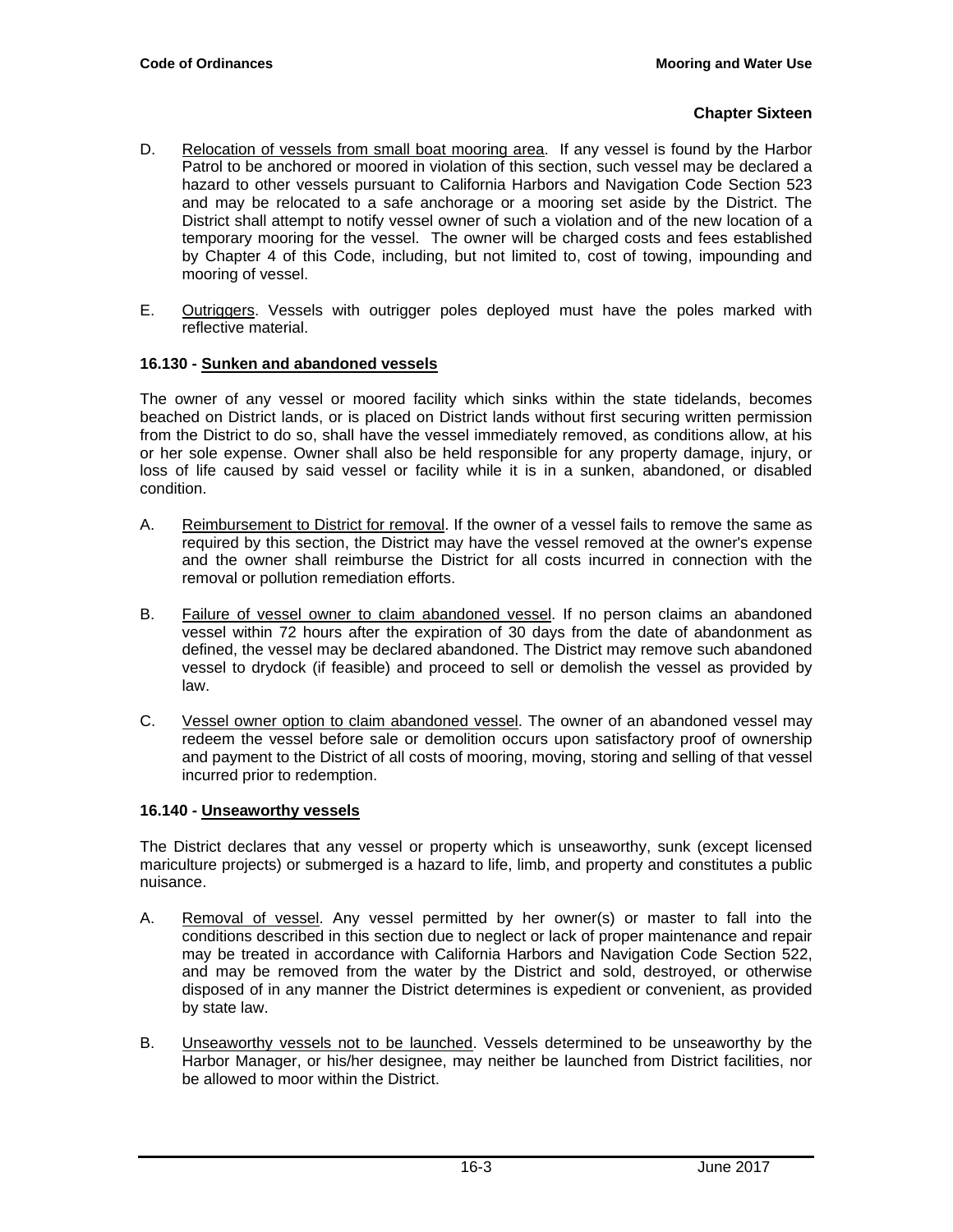D. Relocation of vessels from small boat mooring area. If any vessel is found by the Harbor Patrol to be anchored or moored in violation of this section, such vessel may be declared a hazard to other vessels pursuant to California Harbors and Navigation Code Section 523 and may be relocated to a safe anchorage or a mooring set aside by the District. The District shall attempt to notify vessel owner of such a violation and of the new location of a temporary mooring for the vessel. The owner will be charged costs and fees established by Chapter 4 of this Code, including, but not limited to, cost of towing, impounding and mooring of vessel.

E. Outriggers. Vessels with outrigger poles deployed must have the poles marked with reflective material.

### 16.130 - Sunken and abandoned vessels

The owner of any vessel or moored facility which sinks within the state tidelands, becomes beached on District lands, or is placed on District lands without first securing written permission from the District to do so, shall have the vessel immediately removed, as conditions allow, at his or her sole expense. Owner shall also be held responsible for any property damage, injury, or loss of life caused by said vessel or facility while it is in a sunken, abandoned, or disabled condition.

A. Reimbursement to District for removal. If the owner of a vessel fails to remove the same as required by this section, the District may have the vessel removed at the owner's expense and the owner shall reimburse the District for all costs incurred in connection with the removal or pollution remediation efforts.

B. Failure of vessel owner to claim abandoned vessel. If no person claims an abandoned vessel within 72 hours after the expiration of 30 days from the date of abandonment as defined, the vessel may be declared abandoned. The District may remove such abandoned vessel to drydock (if feasible) and proceed to sell or demolish the vessel as provided by law.

C. Vessel owner option to claim abandoned vessel. The owner of an abandoned vessel may redeem the vessel before sale or demolition occurs upon satisfactory proof of ownership and payment to the District of all costs of mooring, moving, storing and selling of that vessel incurred prior to redemption.

### 16.140 - Unseaworthy vessels

The District declares that any vessel or property which is unseaworthy, sunk (except licensed mariculture projects) or submerged is a hazard to life, limb, and property and constitutes a public nuisance.

A. Removal of vessel. Any vessel permitted by her owner(s) or master to fall into the conditions described in this section due to neglect or lack of proper maintenance and repair may be treated in accordance with California Harbors and Navigation Code Section 522, and may be removed from the water by the District and sold, destroyed, or otherwise disposed of in any manner the District determines is expedient or convenient, as provided by state law.

B. Unseaworthy vessels not to be launched. Vessels determined to be unseaworthy by the Harbor Manager, or his/her designee, may neither be launched from District facilities, nor be allowed to moor within the District.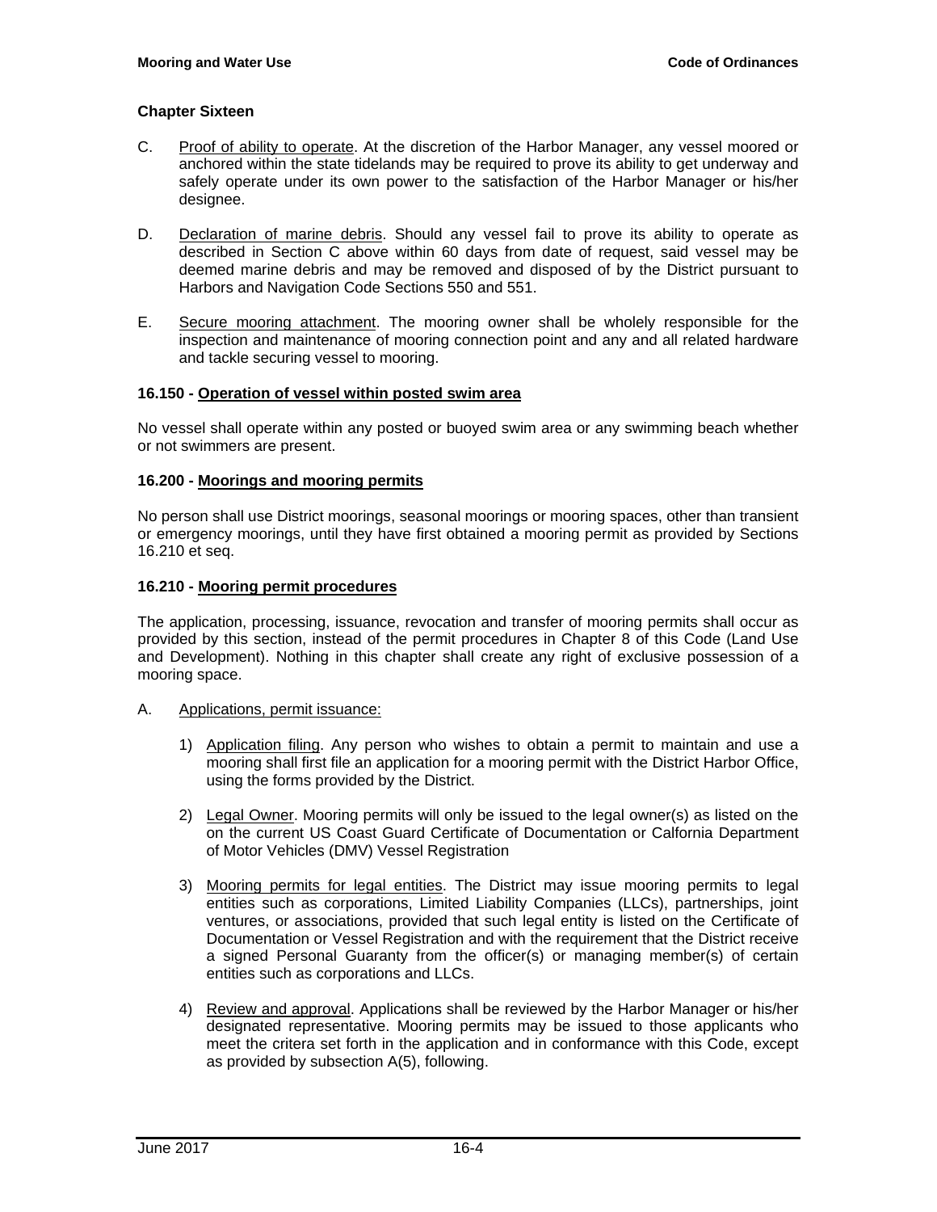### Chapter Sixteen

C. Proof of ability to operate. At the discretion of the Harbor Manager, any vessel moored or anchored within the state tidelands may be required to prove its ability to get underway and safely operate under its own power to the satisfaction of the Harbor Manager or his/her designee.

D. Declaration of marine debris. Should any vessel fail to prove its ability to operate as described in Section C above within 60 days from date of request, said vessel may be deemed marine debris and may be removed and disposed of by the District pursuant to Harbors and Navigation Code Sections 550 and 551.

E. Secure mooring attachment. The mooring owner shall be wholely responsible for the inspection and maintenance of mooring connection point and any and all related hardware and tackle securing vessel to mooring.

### 16.150 - Operation of vessel within posted swim area

No vessel shall operate within any posted or buoyed swim area or any swimming beach whether or not swimmers are present.

### 16.200 - Moorings and mooring permits

No person shall use District moorings, seasonal moorings or mooring spaces, other than transient or emergency moorings, until they have first obtained a mooring permit as provided by Sections 16.210 et seq.

### 16.210 - Mooring permit procedures

The application, processing, issuance, revocation and transfer of mooring permits shall occur as provided by this section, instead of the permit procedures in Chapter 8 of this Code (Land Use and Development). Nothing in this chapter shall create any right of exclusive possession of a mooring space.

A. Applications, permit issuance:

1) Application filing. Any person who wishes to obtain a permit to maintain and use a mooring shall first file an application for a mooring permit with the District Harbor Office, using the forms provided by the District.

2) Legal Owner. Mooring permits will only be issued to the legal owner(s) as listed on the on the current US Coast Guard Certificate of Documentation or Calfornia Department of Motor Vehicles (DMV) Vessel Registration

3) Mooring permits for legal entities. The District may issue mooring permits to legal entities such as corporations, Limited Liability Companies (LLCs), partnerships, joint ventures, or associations, provided that such legal entity is listed on the Certificate of Documentation or Vessel Registration and with the requirement that the District receive a signed Personal Guaranty from the officer(s) or managing member(s) of certain entities such as corporations and LLCs.

4) Review and approval. Applications shall be reviewed by the Harbor Manager or his/her designated representative. Mooring permits may be issued to those applicants who meet the critera set forth in the application and in conformance with this Code, except as provided by subsection A(5), following.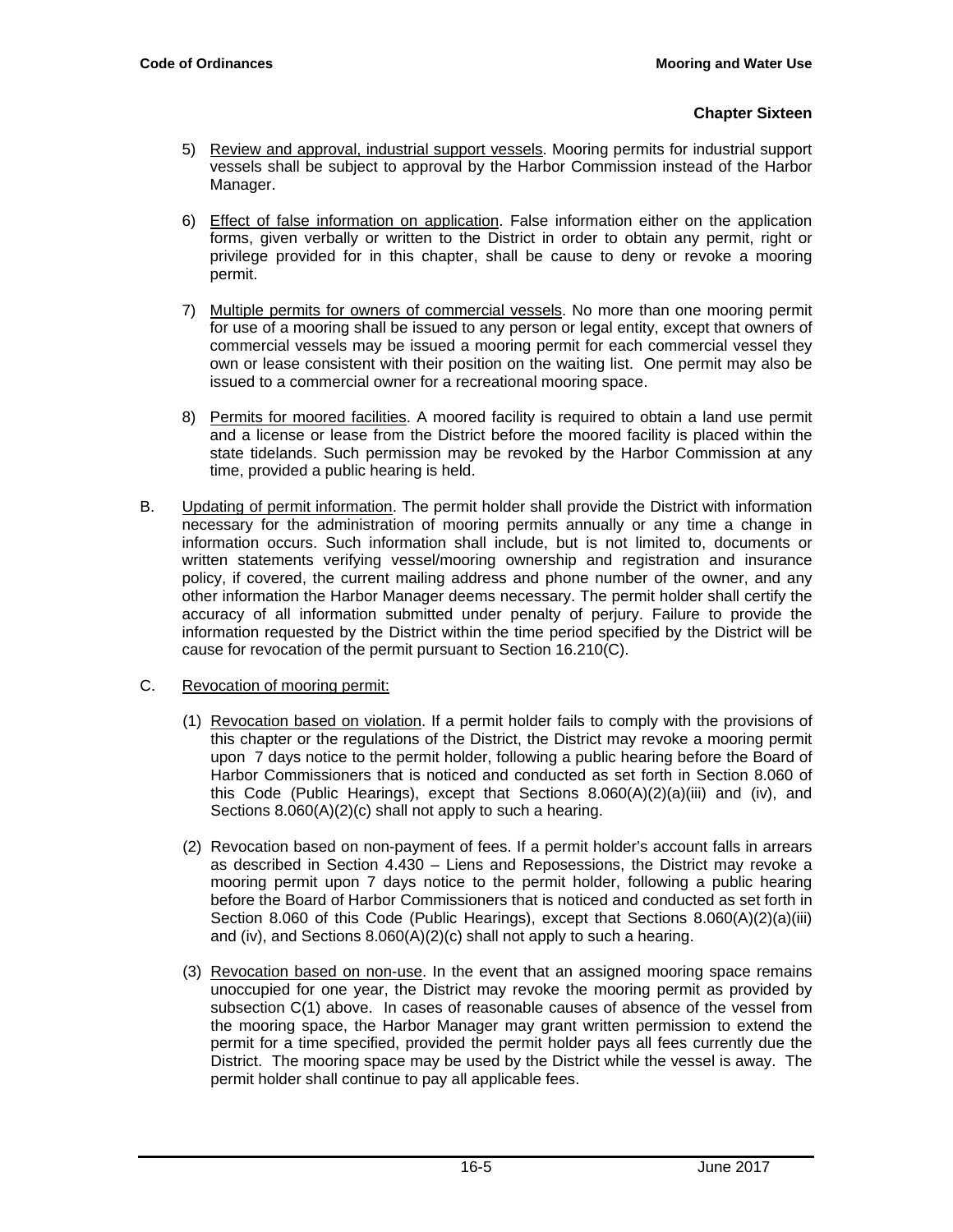5) <u>Review and approval, industrial support vessels</u>. Mooring permits for industrial support vessels shall be subject to approval by the Harbor Commission instead of the Harbor Manager.

6) <u>Effect of false information on application</u>. False information either on the application forms, given verbally or written to the District in order to obtain any permit, right or privilege provided for in this chapter, shall be cause to deny or revoke a mooring permit.

7) <u>Multiple permits for owners of commercial vessels</u>. No more than one mooring permit for use of a mooring shall be issued to any person or legal entity, except that owners of commercial vessels may be issued a mooring permit for each commercial vessel they own or lease consistent with their position on the waiting list. One permit may also be issued to a commercial owner for a recreational mooring space.

8) <u>Permits for moored facilities</u>. A moored facility is required to obtain a land use permit and a license or lease from the District before the moored facility is placed within the state tidelands. Such permission may be revoked by the Harbor Commission at any time, provided a public hearing is held.

B. <u>Updating of permit information</u>. The permit holder shall provide the District with information necessary for the administration of mooring permits annually or any time a change in information occurs. Such information shall include, but is not limited to, documents or written statements verifying vessel/mooring ownership and registration and insurance policy, if covered, the current mailing address and phone number of the owner, and any other information the Harbor Manager deems necessary. The permit holder shall certify the accuracy of all information submitted under penalty of perjury. Failure to provide the information requested by the District within the time period specified by the District will be cause for revocation of the permit pursuant to Section 16.210(C).

C. <u>Revocation of mooring permit:</u>

(1) <u>Revocation based on violation</u>. If a permit holder fails to comply with the provisions of this chapter or the regulations of the District, the District may revoke a mooring permit upon 7 days notice to the permit holder, following a public hearing before the Board of Harbor Commissioners that is noticed and conducted as set forth in Section 8.060 of this Code (Public Hearings), except that Sections 8.060(A)(2)(a)(iii) and (iv), and Sections 8.060(A)(2)(c) shall not apply to such a hearing.

(2) Revocation based on non-payment of fees. If a permit holder's account falls in arrears as described in Section 4.430 – Liens and Reposessions, the District may revoke a mooring permit upon 7 days notice to the permit holder, following a public hearing before the Board of Harbor Commissioners that is noticed and conducted as set forth in Section 8.060 of this Code (Public Hearings), except that Sections 8.060(A)(2)(a)(iii) and (iv), and Sections 8.060(A)(2)(c) shall not apply to such a hearing.

(3) <u>Revocation based on non-use</u>. In the event that an assigned mooring space remains unoccupied for one year, the District may revoke the mooring permit as provided by subsection C(1) above. In cases of reasonable causes of absence of the vessel from the mooring space, the Harbor Manager may grant written permission to extend the permit for a time specified, provided the permit holder pays all fees currently due the District. The mooring space may be used by the District while the vessel is away. The permit holder shall continue to pay all applicable fees.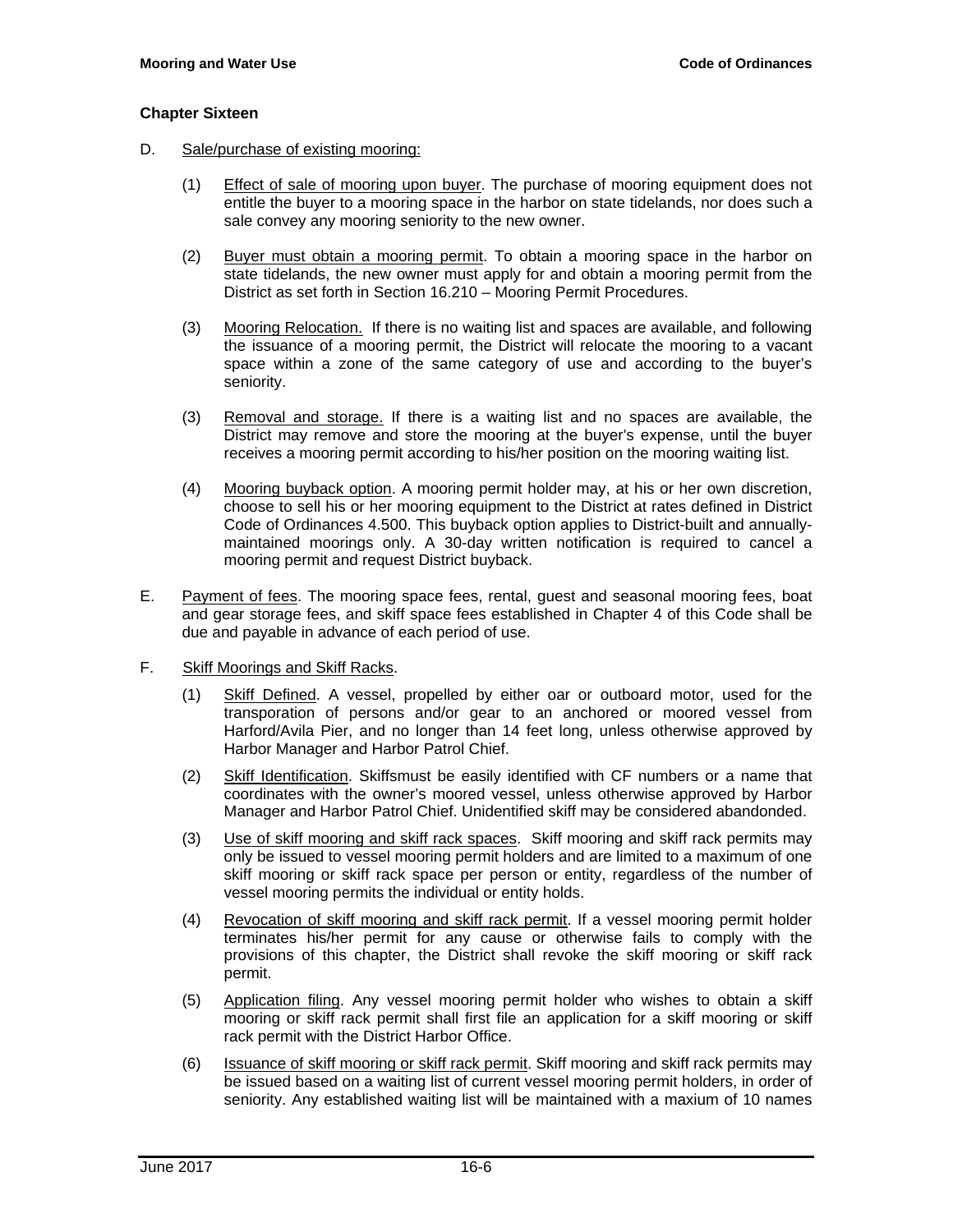## Chapter Sixteen

D. Sale/purchase of existing mooring:

(1) Effect of sale of mooring upon buyer. The purchase of mooring equipment does not entitle the buyer to a mooring space in the harbor on state tidelands, nor does such a sale convey any mooring seniority to the new owner.

(2) Buyer must obtain a mooring permit. To obtain a mooring space in the harbor on state tidelands, the new owner must apply for and obtain a mooring permit from the District as set forth in Section 16.210 – Mooring Permit Procedures.

(3) Mooring Relocation. If there is no waiting list and spaces are available, and following the issuance of a mooring permit, the District will relocate the mooring to a vacant space within a zone of the same category of use and according to the buyer's seniority.

(3) Removal and storage. If there is a waiting list and no spaces are available, the District may remove and store the mooring at the buyer's expense, until the buyer receives a mooring permit according to his/her position on the mooring waiting list.

(4) Mooring buyback option. A mooring permit holder may, at his or her own discretion, choose to sell his or her mooring equipment to the District at rates defined in District Code of Ordinances 4.500. This buyback option applies to District-built and annually-maintained moorings only. A 30-day written notification is required to cancel a mooring permit and request District buyback.

E. Payment of fees. The mooring space fees, rental, guest and seasonal mooring fees, boat and gear storage fees, and skiff space fees established in Chapter 4 of this Code shall be due and payable in advance of each period of use.

F. Skiff Moorings and Skiff Racks.

(1) Skiff Defined. A vessel, propelled by either oar or outboard motor, used for the transporation of persons and/or gear to an anchored or moored vessel from Harford/Avila Pier, and no longer than 14 feet long, unless otherwise approved by Harbor Manager and Harbor Patrol Chief.

(2) Skiff Identification. Skiffsmust be easily identified with CF numbers or a name that coordinates with the owner's moored vessel, unless otherwise approved by Harbor Manager and Harbor Patrol Chief. Unidentified skiff may be considered abandonded.

(3) Use of skiff mooring and skiff rack spaces. Skiff mooring and skiff rack permits may only be issued to vessel mooring permit holders and are limited to a maximum of one skiff mooring or skiff rack space per person or entity, regardless of the number of vessel mooring permits the individual or entity holds.

(4) Revocation of skiff mooring and skiff rack permit. If a vessel mooring permit holder terminates his/her permit for any cause or otherwise fails to comply with the provisions of this chapter, the District shall revoke the skiff mooring or skiff rack permit.

(5) Application filing. Any vessel mooring permit holder who wishes to obtain a skiff mooring or skiff rack permit shall first file an application for a skiff mooring or skiff rack permit with the District Harbor Office.

(6) Issuance of skiff mooring or skiff rack permit. Skiff mooring and skiff rack permits may be issued based on a waiting list of current vessel mooring permit holders, in order of seniority. Any established waiting list will be maintained with a maxium of 10 names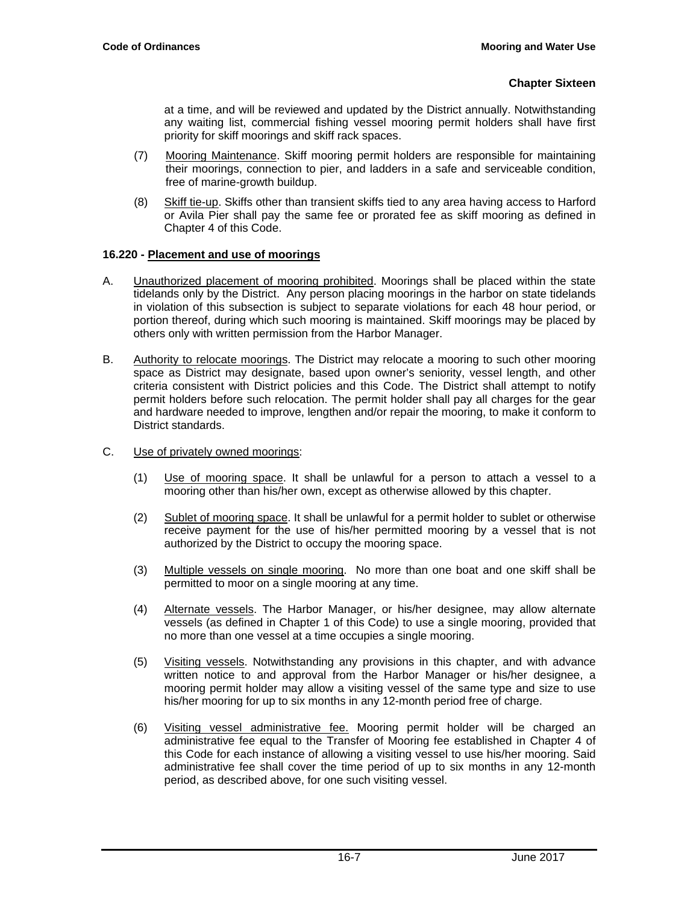at a time, and will be reviewed and updated by the District annually. Notwithstanding any waiting list, commercial fishing vessel mooring permit holders shall have first priority for skiff moorings and skiff rack spaces.

(7) Mooring Maintenance. Skiff mooring permit holders are responsible for maintaining their moorings, connection to pier, and ladders in a safe and serviceable condition, free of marine-growth buildup.

(8) Skiff tie-up. Skiffs other than transient skiffs tied to any area having access to Harford or Avila Pier shall pay the same fee or prorated fee as skiff mooring as defined in Chapter 4 of this Code.

**16.220 - Placement and use of moorings**

A. Unauthorized placement of mooring prohibited. Moorings shall be placed within the state tidelands only by the District. Any person placing moorings in the harbor on state tidelands in violation of this subsection is subject to separate violations for each 48 hour period, or portion thereof, during which such mooring is maintained. Skiff moorings may be placed by others only with written permission from the Harbor Manager.

B. Authority to relocate moorings. The District may relocate a mooring to such other mooring space as District may designate, based upon owner's seniority, vessel length, and other criteria consistent with District policies and this Code. The District shall attempt to notify permit holders before such relocation. The permit holder shall pay all charges for the gear and hardware needed to improve, lengthen and/or repair the mooring, to make it conform to District standards.

C. Use of privately owned moorings:

(1) Use of mooring space. It shall be unlawful for a person to attach a vessel to a mooring other than his/her own, except as otherwise allowed by this chapter.

(2) Sublet of mooring space. It shall be unlawful for a permit holder to sublet or otherwise receive payment for the use of his/her permitted mooring by a vessel that is not authorized by the District to occupy the mooring space.

(3) Multiple vessels on single mooring. No more than one boat and one skiff shall be permitted to moor on a single mooring at any time.

(4) Alternate vessels. The Harbor Manager, or his/her designee, may allow alternate vessels (as defined in Chapter 1 of this Code) to use a single mooring, provided that no more than one vessel at a time occupies a single mooring.

(5) Visiting vessels. Notwithstanding any provisions in this chapter, and with advance written notice to and approval from the Harbor Manager or his/her designee, a mooring permit holder may allow a visiting vessel of the same type and size to use his/her mooring for up to six months in any 12-month period free of charge.

(6) Visiting vessel administrative fee. Mooring permit holder will be charged an administrative fee equal to the Transfer of Mooring fee established in Chapter 4 of this Code for each instance of allowing a visiting vessel to use his/her mooring. Said administrative fee shall cover the time period of up to six months in any 12-month period, as described above, for one such visiting vessel.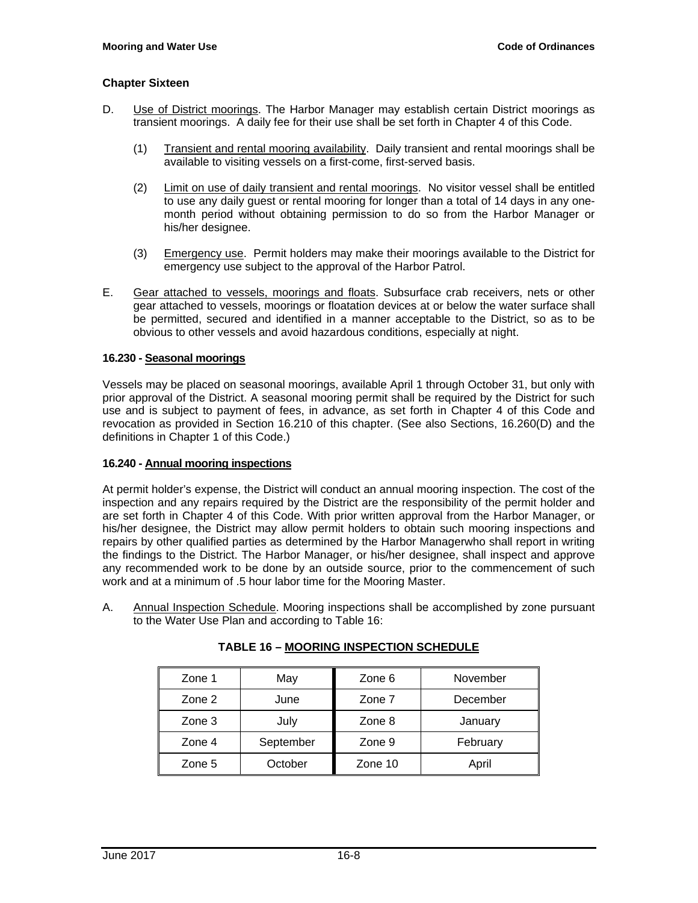## Chapter Sixteen

D. Use of District moorings. The Harbor Manager may establish certain District moorings as transient moorings. A daily fee for their use shall be set forth in Chapter 4 of this Code.

   (1) Transient and rental mooring availability. Daily transient and rental moorings shall be available to visiting vessels on a first-come, first-served basis.

   (2) Limit on use of daily transient and rental moorings. No visitor vessel shall be entitled to use any daily guest or rental mooring for longer than a total of 14 days in any one-month period without obtaining permission to do so from the Harbor Manager or his/her designee.

   (3) Emergency use. Permit holders may make their moorings available to the District for emergency use subject to the approval of the Harbor Patrol.

E. Gear attached to vessels, moorings and floats. Subsurface crab receivers, nets or other gear attached to vessels, moorings or floatation devices at or below the water surface shall be permitted, secured and identified in a manner acceptable to the District, so as to be obvious to other vessels and avoid hazardous conditions, especially at night.

### 16.230 - Seasonal moorings

Vessels may be placed on seasonal moorings, available April 1 through October 31, but only with prior approval of the District. A seasonal mooring permit shall be required by the District for such use and is subject to payment of fees, in advance, as set forth in Chapter 4 of this Code and revocation as provided in Section 16.210 of this chapter. (See also Sections, 16.260(D) and the definitions in Chapter 1 of this Code.)

### 16.240 - Annual mooring inspections

At permit holder's expense, the District will conduct an annual mooring inspection. The cost of the inspection and any repairs required by the District are the responsibility of the permit holder and are set forth in Chapter 4 of this Code. With prior written approval from the Harbor Manager, or his/her designee, the District may allow permit holders to obtain such mooring inspections and repairs by other qualified parties as determined by the Harbor Managerwho shall report in writing the findings to the District. The Harbor Manager, or his/her designee, shall inspect and approve any recommended work to be done by an outside source, prior to the commencement of such work and at a minimum of .5 hour labor time for the Mooring Master.

A. Annual Inspection Schedule. Mooring inspections shall be accomplished by zone pursuant to the Water Use Plan and according to Table 16:

**TABLE 16 – MOORING INSPECTION SCHEDULE**

| | | | |
|---|---|---|---|
| Zone 1 | May | Zone 6 | November |
| Zone 2 | June | Zone 7 | December |
| Zone 3 | July | Zone 8 | January |
| Zone 4 | September | Zone 9 | February |
| Zone 5 | October | Zone 10 | April |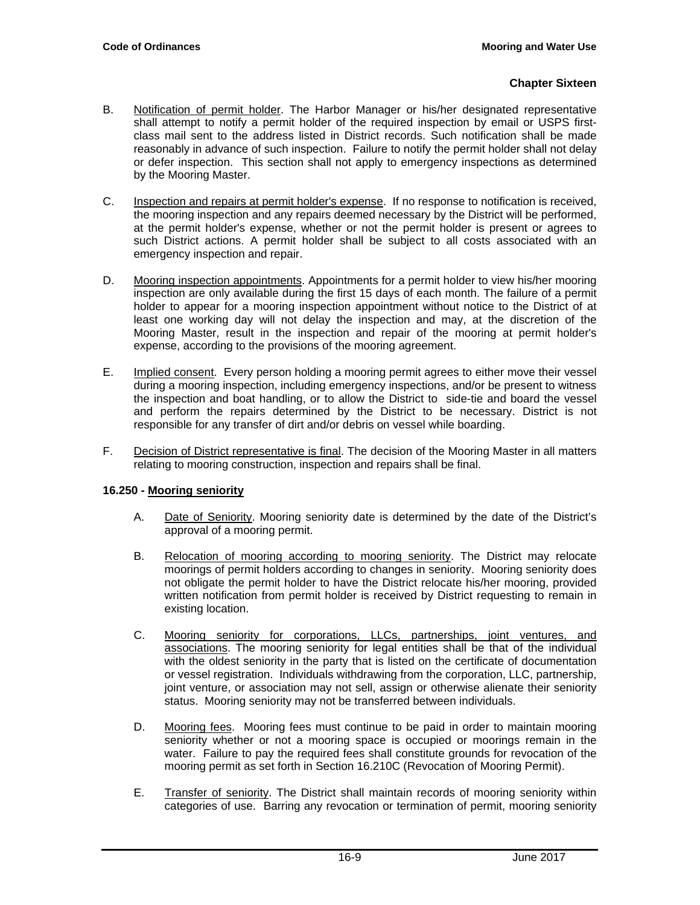B. Notification of permit holder. The Harbor Manager or his/her designated representative shall attempt to notify a permit holder of the required inspection by email or USPS first-class mail sent to the address listed in District records. Such notification shall be made reasonably in advance of such inspection. Failure to notify the permit holder shall not delay or defer inspection. This section shall not apply to emergency inspections as determined by the Mooring Master.

C. Inspection and repairs at permit holder's expense. If no response to notification is received, the mooring inspection and any repairs deemed necessary by the District will be performed, at the permit holder's expense, whether or not the permit holder is present or agrees to such District actions. A permit holder shall be subject to all costs associated with an emergency inspection and repair.

D. Mooring inspection appointments. Appointments for a permit holder to view his/her mooring inspection are only available during the first 15 days of each month. The failure of a permit holder to appear for a mooring inspection appointment without notice to the District of at least one working day will not delay the inspection and may, at the discretion of the Mooring Master, result in the inspection and repair of the mooring at permit holder's expense, according to the provisions of the mooring agreement.

E. Implied consent. Every person holding a mooring permit agrees to either move their vessel during a mooring inspection, including emergency inspections, and/or be present to witness the inspection and boat handling, or to allow the District to side-tie and board the vessel and perform the repairs determined by the District to be necessary. District is not responsible for any transfer of dirt and/or debris on vessel while boarding.

F. Decision of District representative is final. The decision of the Mooring Master in all matters relating to mooring construction, inspection and repairs shall be final.

**16.250 - Mooring seniority**

A. Date of Seniority. Mooring seniority date is determined by the date of the District's approval of a mooring permit.

B. Relocation of mooring according to mooring seniority. The District may relocate moorings of permit holders according to changes in seniority. Mooring seniority does not obligate the permit holder to have the District relocate his/her mooring, provided written notification from permit holder is received by District requesting to remain in existing location.

C. Mooring seniority for corporations, LLCs, partnerships, joint ventures, and associations. The mooring seniority for legal entities shall be that of the individual with the oldest seniority in the party that is listed on the certificate of documentation or vessel registration. Individuals withdrawing from the corporation, LLC, partnership, joint venture, or association may not sell, assign or otherwise alienate their seniority status. Mooring seniority may not be transferred between individuals.

D. Mooring fees. Mooring fees must continue to be paid in order to maintain mooring seniority whether or not a mooring space is occupied or moorings remain in the water. Failure to pay the required fees shall constitute grounds for revocation of the mooring permit as set forth in Section 16.210C (Revocation of Mooring Permit).

E. Transfer of seniority. The District shall maintain records of mooring seniority within categories of use. Barring any revocation or termination of permit, mooring seniority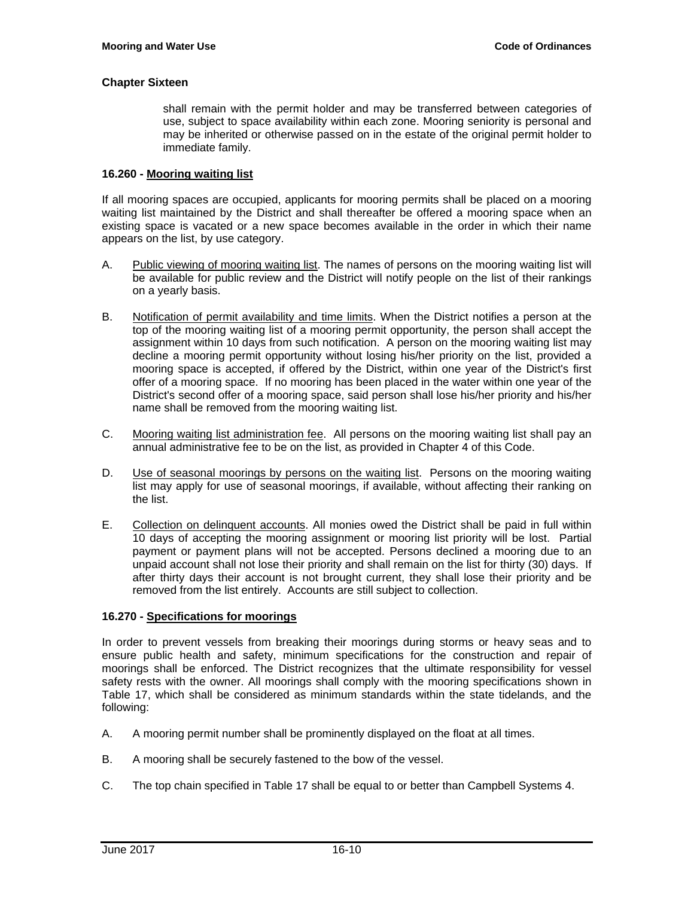## Chapter Sixteen

shall remain with the permit holder and may be transferred between categories of use, subject to space availability within each zone. Mooring seniority is personal and may be inherited or otherwise passed on in the estate of the original permit holder to immediate family.

### 16.260 - Mooring waiting list

If all mooring spaces are occupied, applicants for mooring permits shall be placed on a mooring waiting list maintained by the District and shall thereafter be offered a mooring space when an existing space is vacated or a new space becomes available in the order in which their name appears on the list, by use category.

A. Public viewing of mooring waiting list. The names of persons on the mooring waiting list will be available for public review and the District will notify people on the list of their rankings on a yearly basis.

B. Notification of permit availability and time limits. When the District notifies a person at the top of the mooring waiting list of a mooring permit opportunity, the person shall accept the assignment within 10 days from such notification. A person on the mooring waiting list may decline a mooring permit opportunity without losing his/her priority on the list, provided a mooring space is accepted, if offered by the District, within one year of the District's first offer of a mooring space. If no mooring has been placed in the water within one year of the District's second offer of a mooring space, said person shall lose his/her priority and his/her name shall be removed from the mooring waiting list.

C. Mooring waiting list administration fee. All persons on the mooring waiting list shall pay an annual administrative fee to be on the list, as provided in Chapter 4 of this Code.

D. Use of seasonal moorings by persons on the waiting list. Persons on the mooring waiting list may apply for use of seasonal moorings, if available, without affecting their ranking on the list.

E. Collection on delinquent accounts. All monies owed the District shall be paid in full within 10 days of accepting the mooring assignment or mooring list priority will be lost. Partial payment or payment plans will not be accepted. Persons declined a mooring due to an unpaid account shall not lose their priority and shall remain on the list for thirty (30) days. If after thirty days their account is not brought current, they shall lose their priority and be removed from the list entirely. Accounts are still subject to collection.

### 16.270 - Specifications for moorings

In order to prevent vessels from breaking their moorings during storms or heavy seas and to ensure public health and safety, minimum specifications for the construction and repair of moorings shall be enforced. The District recognizes that the ultimate responsibility for vessel safety rests with the owner. All moorings shall comply with the mooring specifications shown in Table 17, which shall be considered as minimum standards within the state tidelands, and the following:

A. A mooring permit number shall be prominently displayed on the float at all times.

B. A mooring shall be securely fastened to the bow of the vessel.

C. The top chain specified in Table 17 shall be equal to or better than Campbell Systems 4.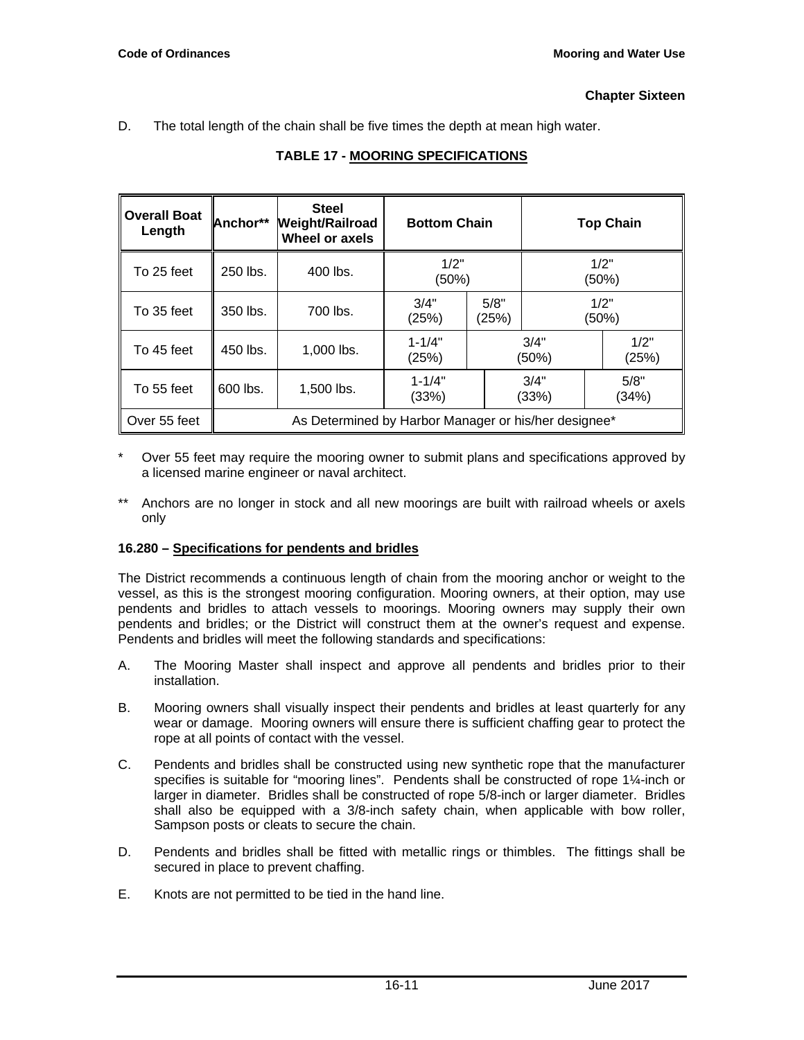D. The total length of the chain shall be five times the depth at mean high water.

**TABLE 17 - MOORING SPECIFICATIONS**

| Overall Boat Length | Anchor** | Steel Weight/Railroad Wheel or axels | Bottom Chain | | | Top Chain | |
|---|---|---|---|---|---|---|---|
| To 25 feet | 250 lbs. | 400 lbs. | 1/2" (50%) | | | 1/2" (50%) | |
| To 35 feet | 350 lbs. | 700 lbs. | 3/4" (25%) | 5/8" (25%) | | 1/2" (50%) | |
| To 45 feet | 450 lbs. | 1,000 lbs. | 1-1/4" (25%) | 3/4" (50%) | | | 1/2" (25%) |
| To 55 feet | 600 lbs. | 1,500 lbs. | 1-1/4" (33%) | | 3/4" (33%) | | 5/8" (34%) |
| Over 55 feet | As Determined by Harbor Manager or his/her designee* | | | | | | |

\* Over 55 feet may require the mooring owner to submit plans and specifications approved by a licensed marine engineer or naval architect.

\*\* Anchors are no longer in stock and all new moorings are built with railroad wheels or axels only

### 16.280 – Specifications for pendents and bridles

The District recommends a continuous length of chain from the mooring anchor or weight to the vessel, as this is the strongest mooring configuration. Mooring owners, at their option, may use pendents and bridles to attach vessels to moorings. Mooring owners may supply their own pendents and bridles; or the District will construct them at the owner's request and expense. Pendents and bridles will meet the following standards and specifications:

A. The Mooring Master shall inspect and approve all pendents and bridles prior to their installation.

B. Mooring owners shall visually inspect their pendents and bridles at least quarterly for any wear or damage. Mooring owners will ensure there is sufficient chaffing gear to protect the rope at all points of contact with the vessel.

C. Pendents and bridles shall be constructed using new synthetic rope that the manufacturer specifies is suitable for "mooring lines". Pendents shall be constructed of rope 1¼-inch or larger in diameter. Bridles shall be constructed of rope 5/8-inch or larger diameter. Bridles shall also be equipped with a 3/8-inch safety chain, when applicable with bow roller, Sampson posts or cleats to secure the chain.

D. Pendents and bridles shall be fitted with metallic rings or thimbles. The fittings shall be secured in place to prevent chaffing.

E. Knots are not permitted to be tied in the hand line.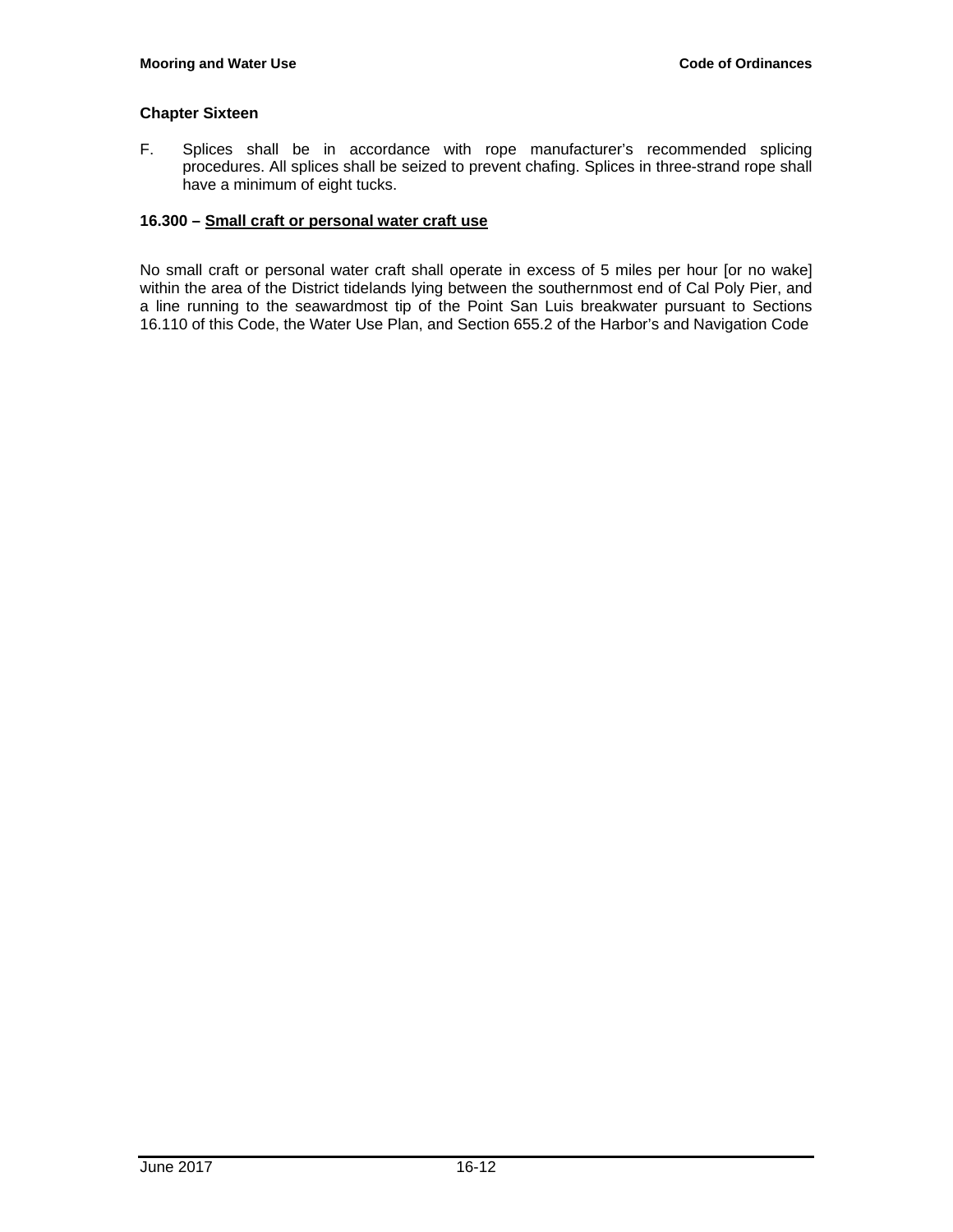## Chapter Sixteen

F. Splices shall be in accordance with rope manufacturer's recommended splicing procedures. All splices shall be seized to prevent chafing. Splices in three-strand rope shall have a minimum of eight tucks.

### 16.300 – Small craft or personal water craft use

No small craft or personal water craft shall operate in excess of 5 miles per hour [or no wake] within the area of the District tidelands lying between the southernmost end of Cal Poly Pier, and a line running to the seawardmost tip of the Point San Luis breakwater pursuant to Sections 16.110 of this Code, the Water Use Plan, and Section 655.2 of the Harbor's and Navigation Code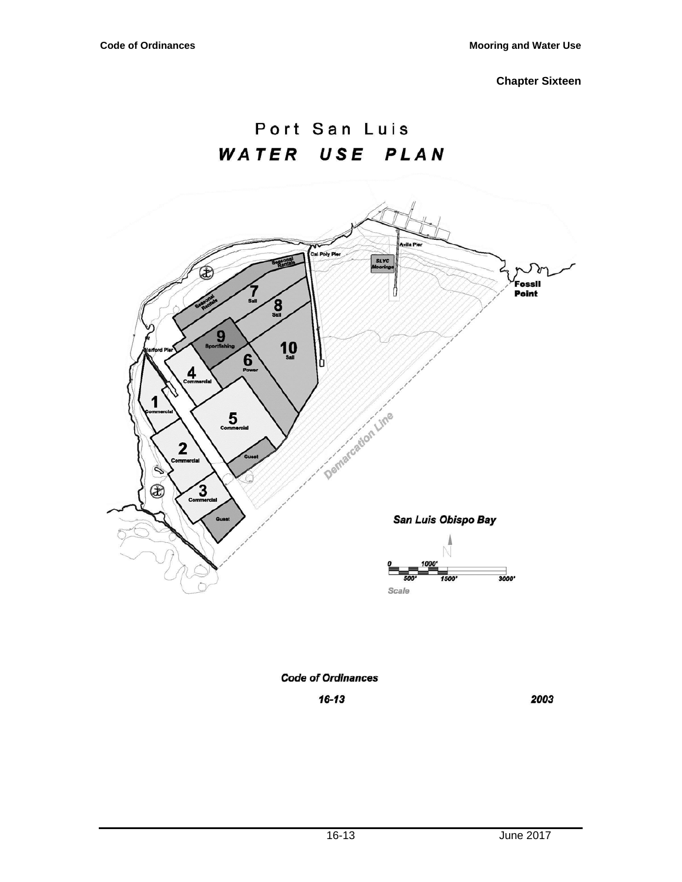# Port San Luis

## *WATER USE PLAN*

Cal Poly Pier

Avila Pier

SLYC Moorings

Fossil Point

Harford Pier

Seasonal Rentals

Seasonal Rentals

7 Sail

8 Sail

9 Sportfishing

10 Sail

6 Power

4 Commercial

1 Commercial

5 Commercial

2 Commercial

Guest

3 Commercial

Guest

Demarcation Line

*San Luis Obispo Bay*

N

0 500' 1000' 1500' 3000'

Scale

***Code of Ordinances***

***16-13*** ***2003***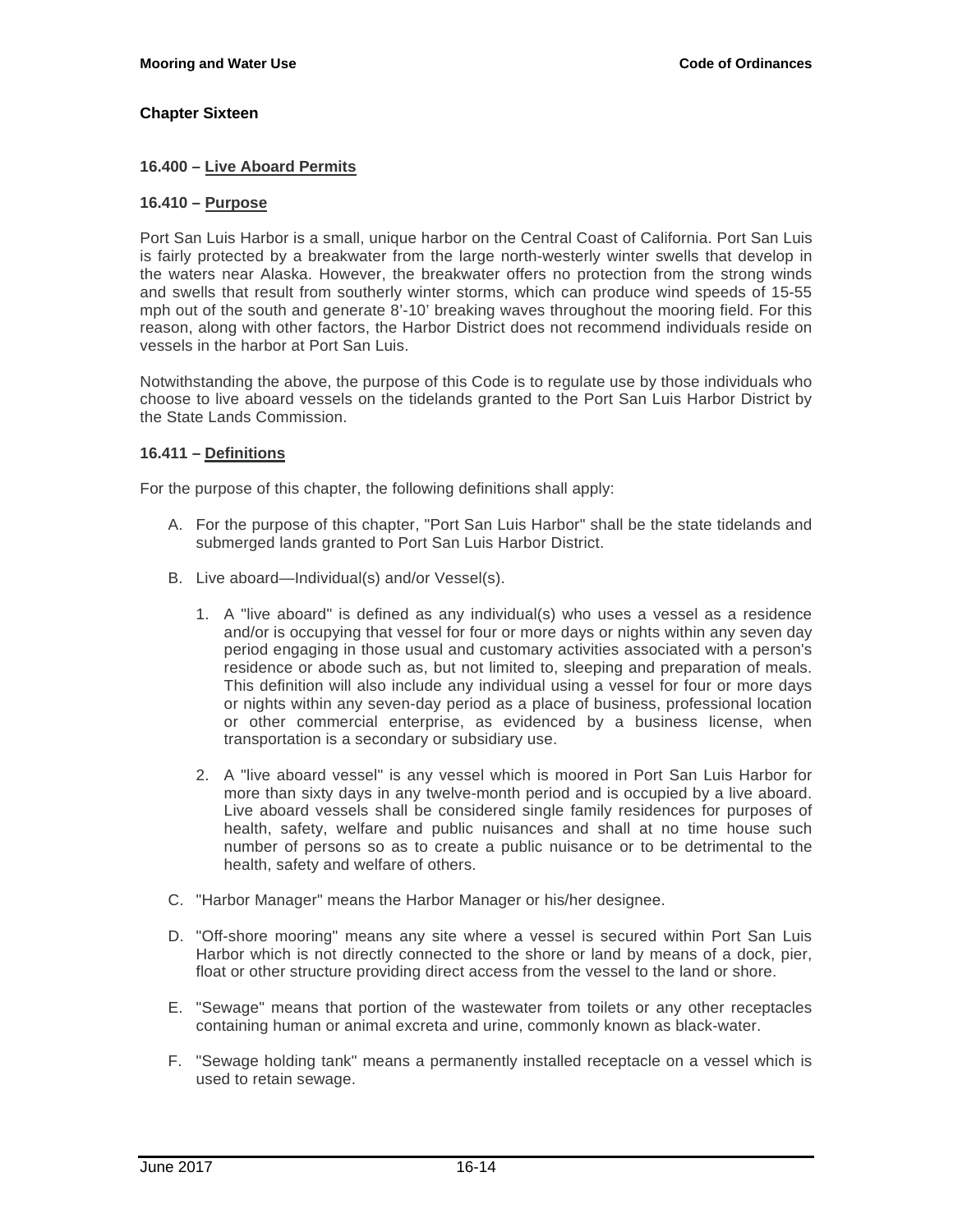## Chapter Sixteen

### 16.400 – Live Aboard Permits

### 16.410 – Purpose

Port San Luis Harbor is a small, unique harbor on the Central Coast of California. Port San Luis is fairly protected by a breakwater from the large north-westerly winter swells that develop in the waters near Alaska. However, the breakwater offers no protection from the strong winds and swells that result from southerly winter storms, which can produce wind speeds of 15-55 mph out of the south and generate 8'-10' breaking waves throughout the mooring field. For this reason, along with other factors, the Harbor District does not recommend individuals reside on vessels in the harbor at Port San Luis.

Notwithstanding the above, the purpose of this Code is to regulate use by those individuals who choose to live aboard vessels on the tidelands granted to the Port San Luis Harbor District by the State Lands Commission.

### 16.411 – Definitions

For the purpose of this chapter, the following definitions shall apply:

A. For the purpose of this chapter, "Port San Luis Harbor" shall be the state tidelands and submerged lands granted to Port San Luis Harbor District.

B. Live aboard—Individual(s) and/or Vessel(s).

   1. A "live aboard" is defined as any individual(s) who uses a vessel as a residence and/or is occupying that vessel for four or more days or nights within any seven day period engaging in those usual and customary activities associated with a person's residence or abode such as, but not limited to, sleeping and preparation of meals. This definition will also include any individual using a vessel for four or more days or nights within any seven-day period as a place of business, professional location or other commercial enterprise, as evidenced by a business license, when transportation is a secondary or subsidiary use.

   2. A "live aboard vessel" is any vessel which is moored in Port San Luis Harbor for more than sixty days in any twelve-month period and is occupied by a live aboard. Live aboard vessels shall be considered single family residences for purposes of health, safety, welfare and public nuisances and shall at no time house such number of persons so as to create a public nuisance or to be detrimental to the health, safety and welfare of others.

C. "Harbor Manager" means the Harbor Manager or his/her designee.

D. "Off-shore mooring" means any site where a vessel is secured within Port San Luis Harbor which is not directly connected to the shore or land by means of a dock, pier, float or other structure providing direct access from the vessel to the land or shore.

E. "Sewage" means that portion of the wastewater from toilets or any other receptacles containing human or animal excreta and urine, commonly known as black-water.

F. "Sewage holding tank" means a permanently installed receptacle on a vessel which is used to retain sewage.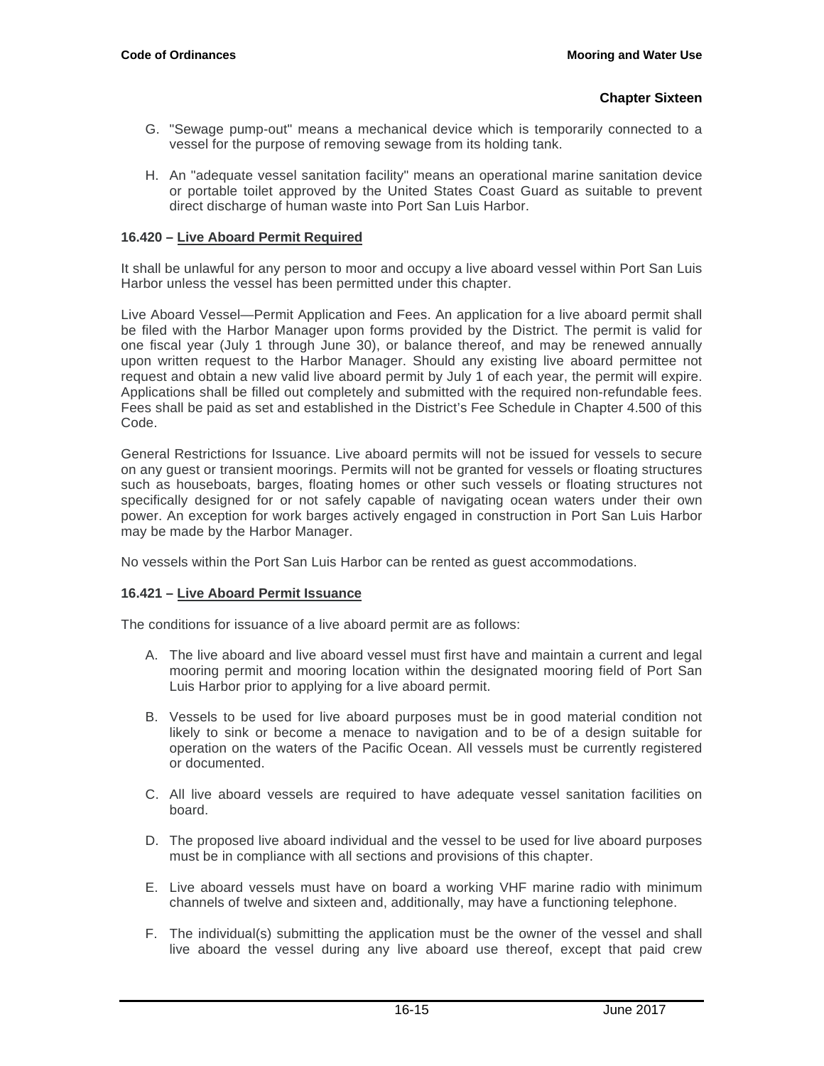G. "Sewage pump-out" means a mechanical device which is temporarily connected to a vessel for the purpose of removing sewage from its holding tank.

H. An "adequate vessel sanitation facility" means an operational marine sanitation device or portable toilet approved by the United States Coast Guard as suitable to prevent direct discharge of human waste into Port San Luis Harbor.

### 16.420 – Live Aboard Permit Required

It shall be unlawful for any person to moor and occupy a live aboard vessel within Port San Luis Harbor unless the vessel has been permitted under this chapter.

Live Aboard Vessel—Permit Application and Fees. An application for a live aboard permit shall be filed with the Harbor Manager upon forms provided by the District. The permit is valid for one fiscal year (July 1 through June 30), or balance thereof, and may be renewed annually upon written request to the Harbor Manager. Should any existing live aboard permittee not request and obtain a new valid live aboard permit by July 1 of each year, the permit will expire. Applications shall be filled out completely and submitted with the required non-refundable fees. Fees shall be paid as set and established in the District's Fee Schedule in Chapter 4.500 of this Code.

General Restrictions for Issuance. Live aboard permits will not be issued for vessels to secure on any guest or transient moorings. Permits will not be granted for vessels or floating structures such as houseboats, barges, floating homes or other such vessels or floating structures not specifically designed for or not safely capable of navigating ocean waters under their own power. An exception for work barges actively engaged in construction in Port San Luis Harbor may be made by the Harbor Manager.

No vessels within the Port San Luis Harbor can be rented as guest accommodations.

### 16.421 – Live Aboard Permit Issuance

The conditions for issuance of a live aboard permit are as follows:

A. The live aboard and live aboard vessel must first have and maintain a current and legal mooring permit and mooring location within the designated mooring field of Port San Luis Harbor prior to applying for a live aboard permit.

B. Vessels to be used for live aboard purposes must be in good material condition not likely to sink or become a menace to navigation and to be of a design suitable for operation on the waters of the Pacific Ocean. All vessels must be currently registered or documented.

C. All live aboard vessels are required to have adequate vessel sanitation facilities on board.

D. The proposed live aboard individual and the vessel to be used for live aboard purposes must be in compliance with all sections and provisions of this chapter.

E. Live aboard vessels must have on board a working VHF marine radio with minimum channels of twelve and sixteen and, additionally, may have a functioning telephone.

F. The individual(s) submitting the application must be the owner of the vessel and shall live aboard the vessel during any live aboard use thereof, except that paid crew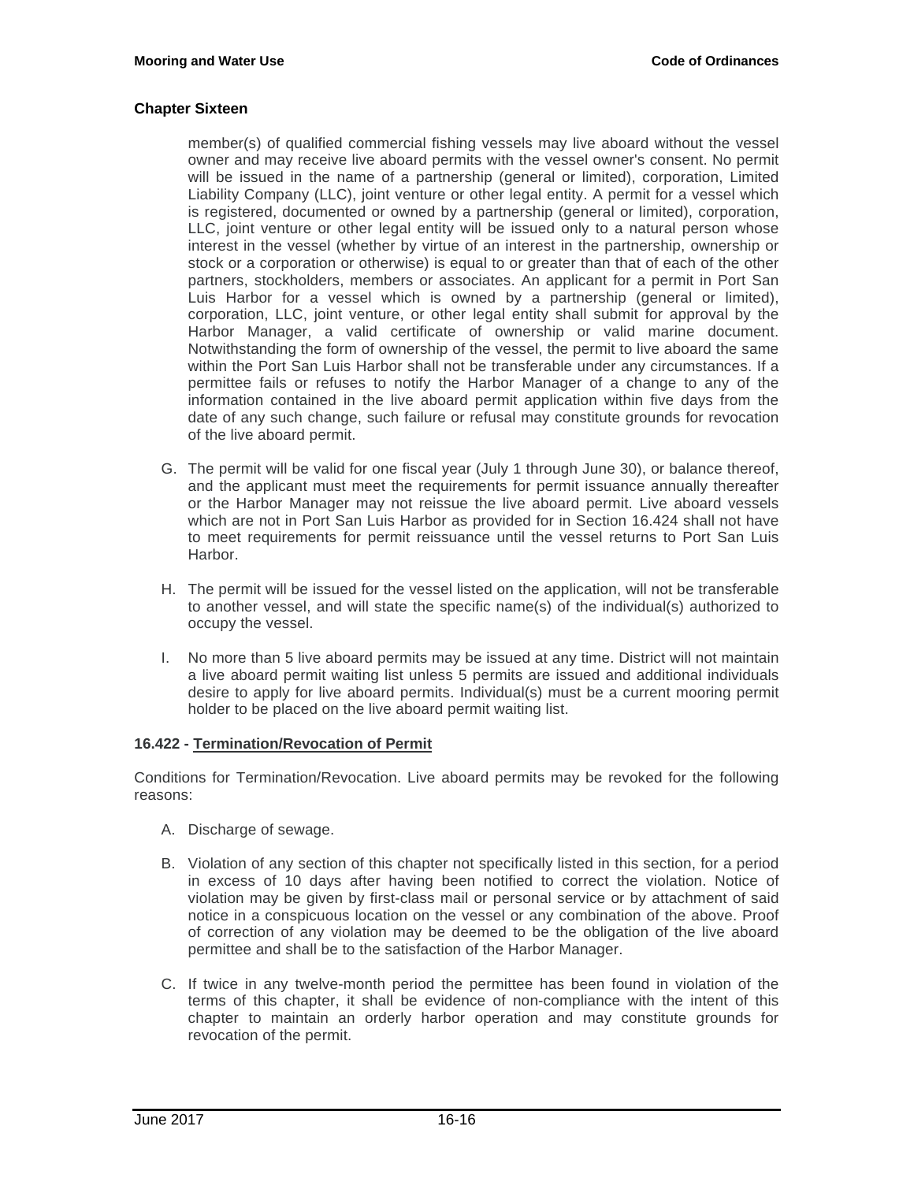member(s) of qualified commercial fishing vessels may live aboard without the vessel owner and may receive live aboard permits with the vessel owner's consent. No permit will be issued in the name of a partnership (general or limited), corporation, Limited Liability Company (LLC), joint venture or other legal entity. A permit for a vessel which is registered, documented or owned by a partnership (general or limited), corporation, LLC, joint venture or other legal entity will be issued only to a natural person whose interest in the vessel (whether by virtue of an interest in the partnership, ownership or stock or a corporation or otherwise) is equal to or greater than that of each of the other partners, stockholders, members or associates. An applicant for a permit in Port San Luis Harbor for a vessel which is owned by a partnership (general or limited), corporation, LLC, joint venture, or other legal entity shall submit for approval by the Harbor Manager, a valid certificate of ownership or valid marine document. Notwithstanding the form of ownership of the vessel, the permit to live aboard the same within the Port San Luis Harbor shall not be transferable under any circumstances. If a permittee fails or refuses to notify the Harbor Manager of a change to any of the information contained in the live aboard permit application within five days from the date of any such change, such failure or refusal may constitute grounds for revocation of the live aboard permit.

G. The permit will be valid for one fiscal year (July 1 through June 30), or balance thereof, and the applicant must meet the requirements for permit issuance annually thereafter or the Harbor Manager may not reissue the live aboard permit. Live aboard vessels which are not in Port San Luis Harbor as provided for in Section 16.424 shall not have to meet requirements for permit reissuance until the vessel returns to Port San Luis Harbor.

H. The permit will be issued for the vessel listed on the application, will not be transferable to another vessel, and will state the specific name(s) of the individual(s) authorized to occupy the vessel.

I. No more than 5 live aboard permits may be issued at any time. District will not maintain a live aboard permit waiting list unless 5 permits are issued and additional individuals desire to apply for live aboard permits. Individual(s) must be a current mooring permit holder to be placed on the live aboard permit waiting list.

### 16.422 - Termination/Revocation of Permit

Conditions for Termination/Revocation. Live aboard permits may be revoked for the following reasons:

A. Discharge of sewage.

B. Violation of any section of this chapter not specifically listed in this section, for a period in excess of 10 days after having been notified to correct the violation. Notice of violation may be given by first-class mail or personal service or by attachment of said notice in a conspicuous location on the vessel or any combination of the above. Proof of correction of any violation may be deemed to be the obligation of the live aboard permittee and shall be to the satisfaction of the Harbor Manager.

C. If twice in any twelve-month period the permittee has been found in violation of the terms of this chapter, it shall be evidence of non-compliance with the intent of this chapter to maintain an orderly harbor operation and may constitute grounds for revocation of the permit.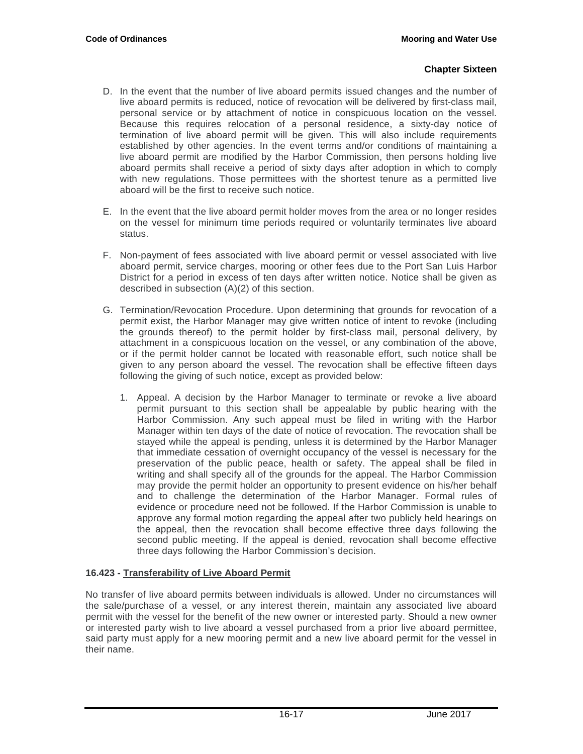D. In the event that the number of live aboard permits issued changes and the number of live aboard permits is reduced, notice of revocation will be delivered by first-class mail, personal service or by attachment of notice in conspicuous location on the vessel. Because this requires relocation of a personal residence, a sixty-day notice of termination of live aboard permit will be given. This will also include requirements established by other agencies. In the event terms and/or conditions of maintaining a live aboard permit are modified by the Harbor Commission, then persons holding live aboard permits shall receive a period of sixty days after adoption in which to comply with new regulations. Those permittees with the shortest tenure as a permitted live aboard will be the first to receive such notice.

E. In the event that the live aboard permit holder moves from the area or no longer resides on the vessel for minimum time periods required or voluntarily terminates live aboard status.

F. Non-payment of fees associated with live aboard permit or vessel associated with live aboard permit, service charges, mooring or other fees due to the Port San Luis Harbor District for a period in excess of ten days after written notice. Notice shall be given as described in subsection (A)(2) of this section.

G. Termination/Revocation Procedure. Upon determining that grounds for revocation of a permit exist, the Harbor Manager may give written notice of intent to revoke (including the grounds thereof) to the permit holder by first-class mail, personal delivery, by attachment in a conspicuous location on the vessel, or any combination of the above, or if the permit holder cannot be located with reasonable effort, such notice shall be given to any person aboard the vessel. The revocation shall be effective fifteen days following the giving of such notice, except as provided below:

   1. Appeal. A decision by the Harbor Manager to terminate or revoke a live aboard permit pursuant to this section shall be appealable by public hearing with the Harbor Commission. Any such appeal must be filed in writing with the Harbor Manager within ten days of the date of notice of revocation. The revocation shall be stayed while the appeal is pending, unless it is determined by the Harbor Manager that immediate cessation of overnight occupancy of the vessel is necessary for the preservation of the public peace, health or safety. The appeal shall be filed in writing and shall specify all of the grounds for the appeal. The Harbor Commission may provide the permit holder an opportunity to present evidence on his/her behalf and to challenge the determination of the Harbor Manager. Formal rules of evidence or procedure need not be followed. If the Harbor Commission is unable to approve any formal motion regarding the appeal after two publicly held hearings on the appeal, then the revocation shall become effective three days following the second public meeting. If the appeal is denied, revocation shall become effective three days following the Harbor Commission's decision.

### 16.423 - <u>Transferability of Live Aboard Permit</u>

No transfer of live aboard permits between individuals is allowed. Under no circumstances will the sale/purchase of a vessel, or any interest therein, maintain any associated live aboard permit with the vessel for the benefit of the new owner or interested party. Should a new owner or interested party wish to live aboard a vessel purchased from a prior live aboard permittee, said party must apply for a new mooring permit and a new live aboard permit for the vessel in their name.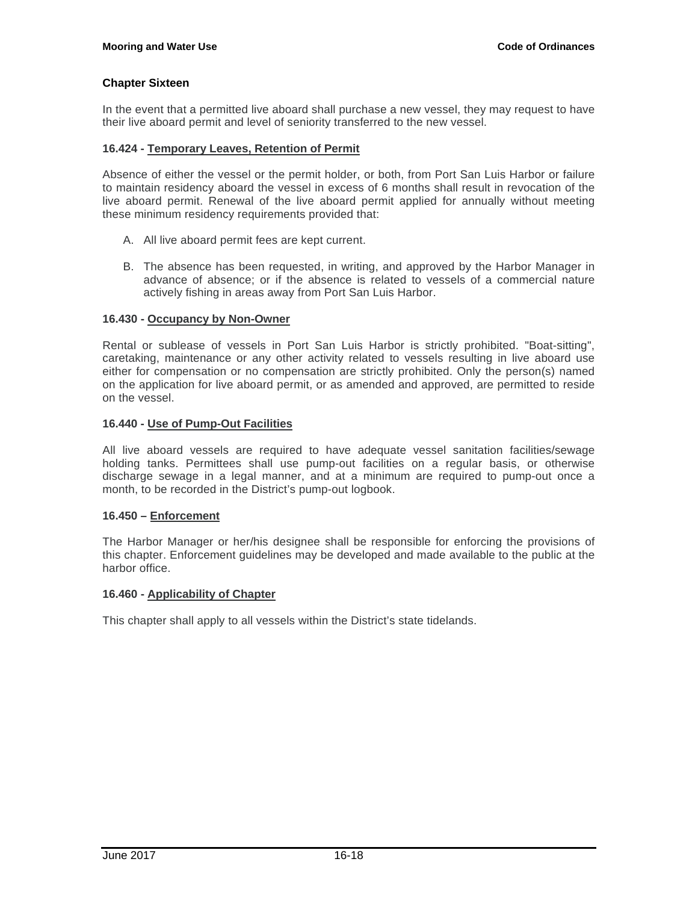## Chapter Sixteen

In the event that a permitted live aboard shall purchase a new vessel, they may request to have their live aboard permit and level of seniority transferred to the new vessel.

### 16.424 - Temporary Leaves, Retention of Permit

Absence of either the vessel or the permit holder, or both, from Port San Luis Harbor or failure to maintain residency aboard the vessel in excess of 6 months shall result in revocation of the live aboard permit. Renewal of the live aboard permit applied for annually without meeting these minimum residency requirements provided that:

A. All live aboard permit fees are kept current.

B. The absence has been requested, in writing, and approved by the Harbor Manager in advance of absence; or if the absence is related to vessels of a commercial nature actively fishing in areas away from Port San Luis Harbor.

### 16.430 - Occupancy by Non-Owner

Rental or sublease of vessels in Port San Luis Harbor is strictly prohibited. "Boat-sitting", caretaking, maintenance or any other activity related to vessels resulting in live aboard use either for compensation or no compensation are strictly prohibited. Only the person(s) named on the application for live aboard permit, or as amended and approved, are permitted to reside on the vessel.

### 16.440 - Use of Pump-Out Facilities

All live aboard vessels are required to have adequate vessel sanitation facilities/sewage holding tanks. Permittees shall use pump-out facilities on a regular basis, or otherwise discharge sewage in a legal manner, and at a minimum are required to pump-out once a month, to be recorded in the District's pump-out logbook.

### 16.450 – Enforcement

The Harbor Manager or her/his designee shall be responsible for enforcing the provisions of this chapter. Enforcement guidelines may be developed and made available to the public at the harbor office.

### 16.460 - Applicability of Chapter

This chapter shall apply to all vessels within the District's state tidelands.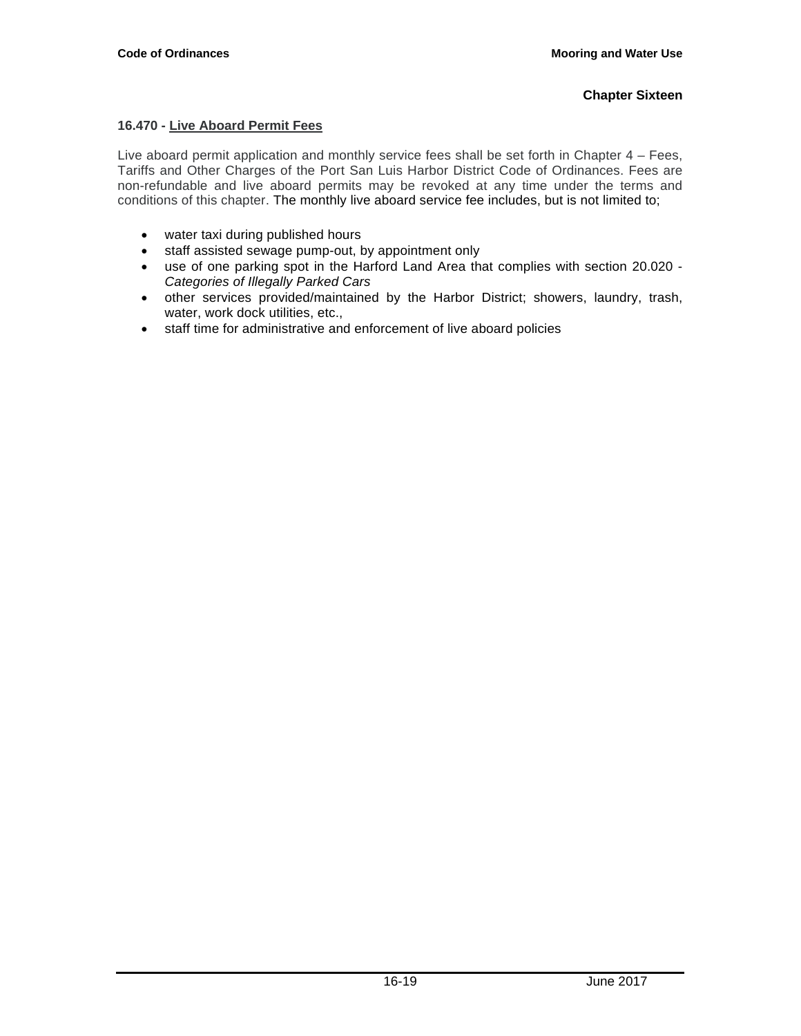### 16.470 - Live Aboard Permit Fees

Live aboard permit application and monthly service fees shall be set forth in Chapter 4 – Fees, Tariffs and Other Charges of the Port San Luis Harbor District Code of Ordinances. Fees are non-refundable and live aboard permits may be revoked at any time under the terms and conditions of this chapter. The monthly live aboard service fee includes, but is not limited to;

- water taxi during published hours
- staff assisted sewage pump-out, by appointment only
- use of one parking spot in the Harford Land Area that complies with section 20.020 - *Categories of Illegally Parked Cars*
- other services provided/maintained by the Harbor District; showers, laundry, trash, water, work dock utilities, etc.,
- staff time for administrative and enforcement of live aboard policies